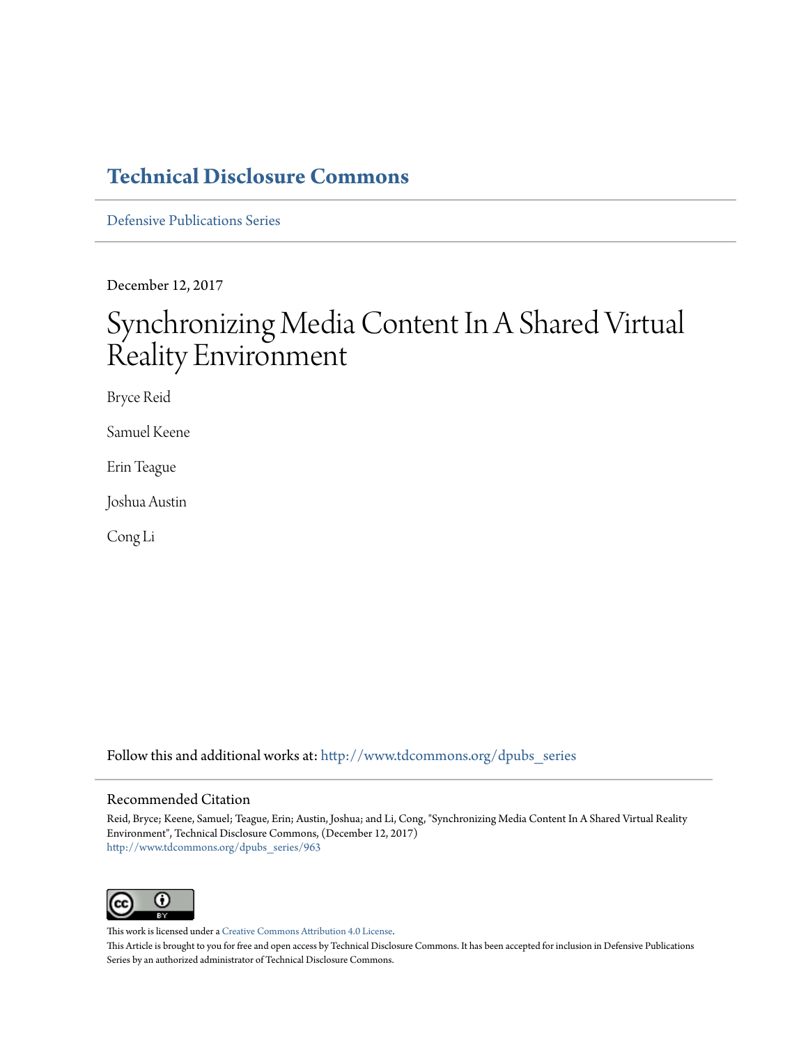# Technical Disclosure Commons

Defensive Publications Series

December 12, 2017

# Synchronizing Media Content In A Shared Virtual Reality Environment

Bryce Reid

Samuel Keene

Erin Teague

Joshua Austin

Cong Li

Follow this and additional works at: http://www.tdcommons.org/dpubs_series

## Recommended Citation

Reid, Bryce; Keene, Samuel; Teague, Erin; Austin, Joshua; and Li, Cong, "Synchronizing Media Content In A Shared Virtual Reality Environment", Technical Disclosure Commons, (December 12, 2017)
http://www.tdcommons.org/dpubs_series/963

This work is licensed under a Creative Commons Attribution 4.0 License.

This Article is brought to you for free and open access by Technical Disclosure Commons. It has been accepted for inclusion in Defensive Publications Series by an authorized administrator of Technical Disclosure Commons.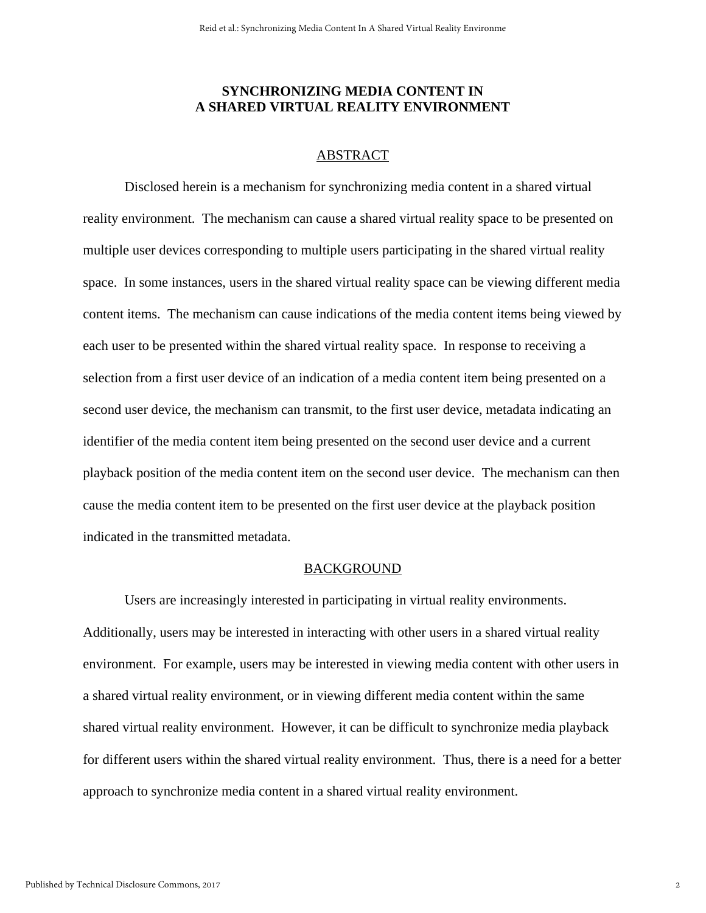# SYNCHRONIZING MEDIA CONTENT IN A SHARED VIRTUAL REALITY ENVIRONMENT

## ABSTRACT

Disclosed herein is a mechanism for synchronizing media content in a shared virtual reality environment. The mechanism can cause a shared virtual reality space to be presented on multiple user devices corresponding to multiple users participating in the shared virtual reality space. In some instances, users in the shared virtual reality space can be viewing different media content items. The mechanism can cause indications of the media content items being viewed by each user to be presented within the shared virtual reality space. In response to receiving a selection from a first user device of an indication of a media content item being presented on a second user device, the mechanism can transmit, to the first user device, metadata indicating an identifier of the media content item being presented on the second user device and a current playback position of the media content item on the second user device. The mechanism can then cause the media content item to be presented on the first user device at the playback position indicated in the transmitted metadata.

## BACKGROUND

Users are increasingly interested in participating in virtual reality environments. Additionally, users may be interested in interacting with other users in a shared virtual reality environment. For example, users may be interested in viewing media content with other users in a shared virtual reality environment, or in viewing different media content within the same shared virtual reality environment. However, it can be difficult to synchronize media playback for different users within the shared virtual reality environment. Thus, there is a need for a better approach to synchronize media content in a shared virtual reality environment.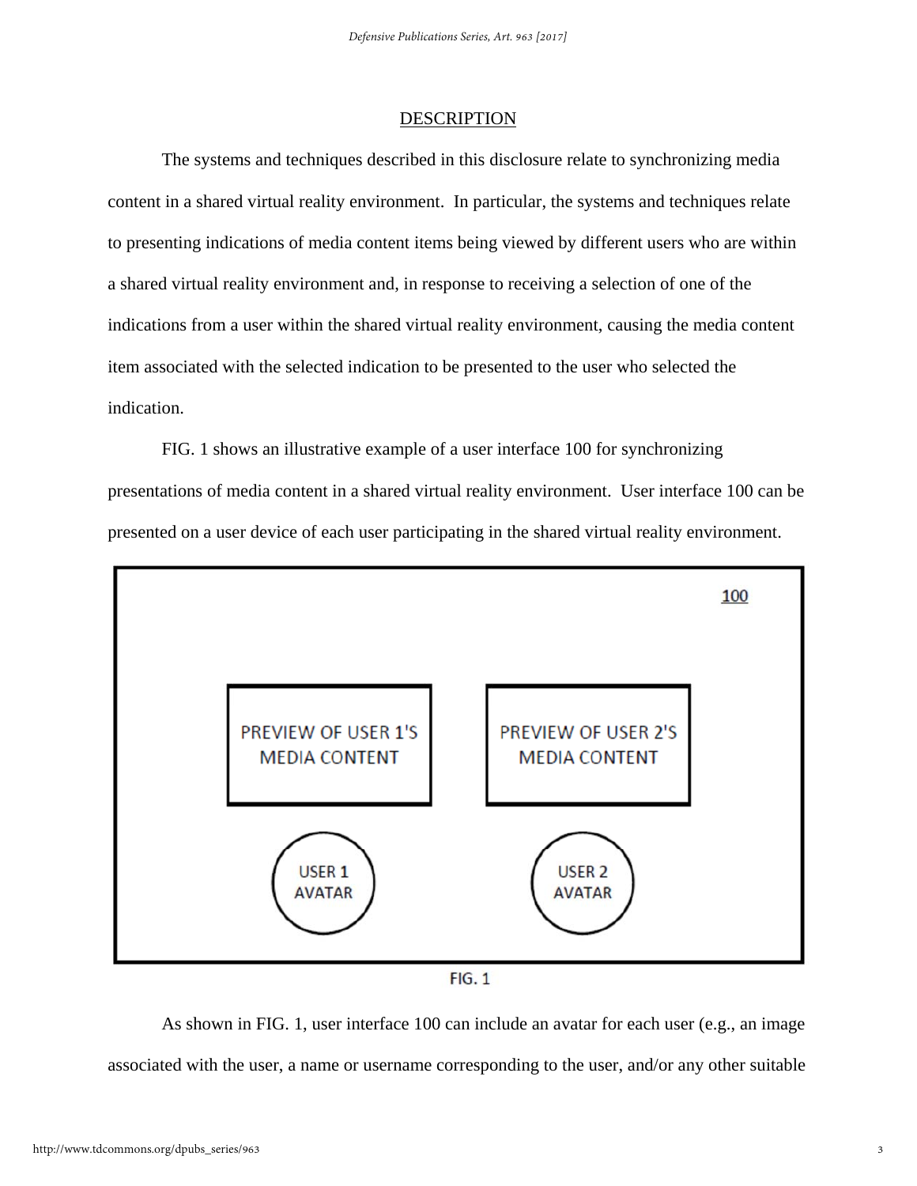## DESCRIPTION

The systems and techniques described in this disclosure relate to synchronizing media content in a shared virtual reality environment. In particular, the systems and techniques relate to presenting indications of media content items being viewed by different users who are within a shared virtual reality environment and, in response to receiving a selection of one of the indications from a user within the shared virtual reality environment, causing the media content item associated with the selected indication to be presented to the user who selected the indication.

FIG. 1 shows an illustrative example of a user interface 100 for synchronizing presentations of media content in a shared virtual reality environment. User interface 100 can be presented on a user device of each user participating in the shared virtual reality environment.

100

PREVIEW OF USER 1'S MEDIA CONTENT

PREVIEW OF USER 2'S MEDIA CONTENT

USER 1 AVATAR

USER 2 AVATAR

FIG. 1

As shown in FIG. 1, user interface 100 can include an avatar for each user (e.g., an image associated with the user, a name or username corresponding to the user, and/or any other suitable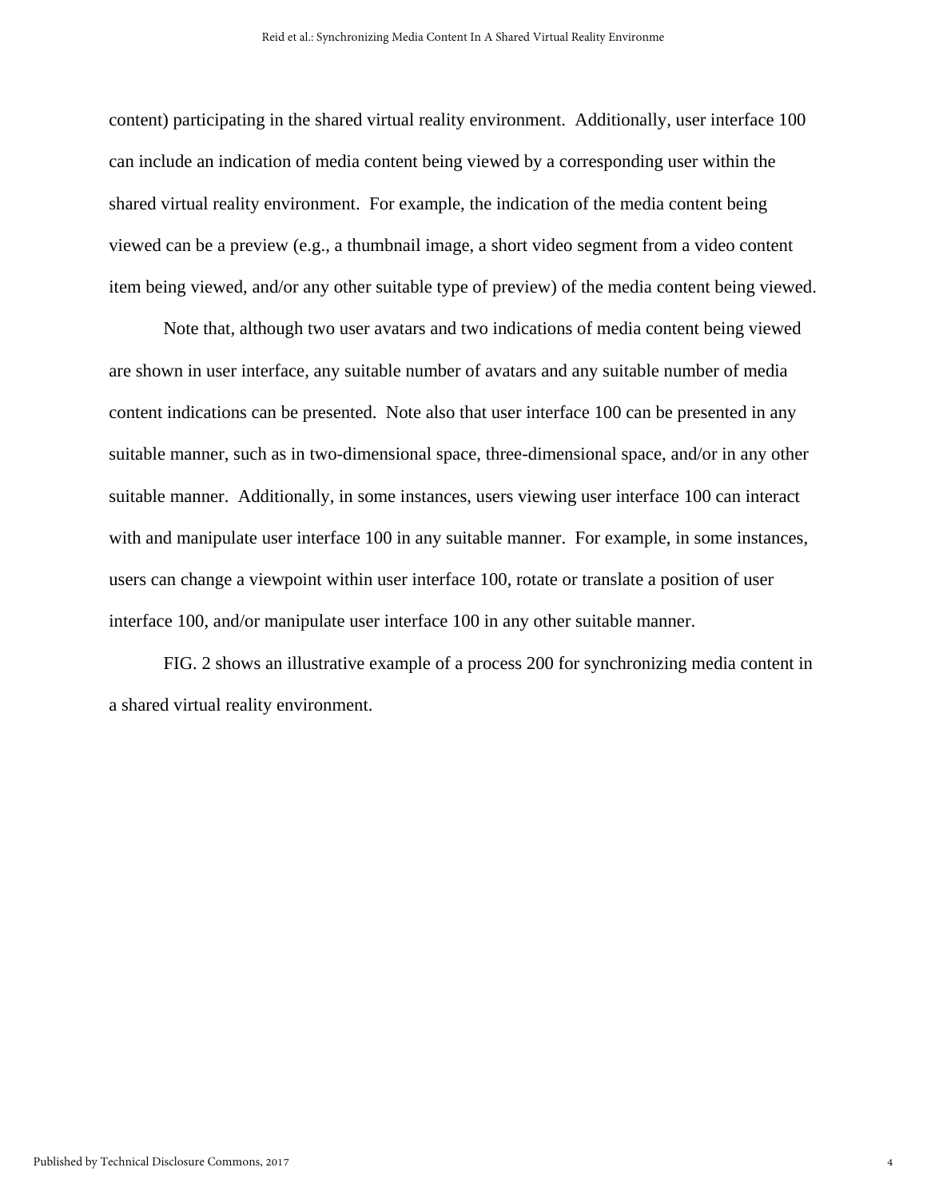content) participating in the shared virtual reality environment. Additionally, user interface 100 can include an indication of media content being viewed by a corresponding user within the shared virtual reality environment. For example, the indication of the media content being viewed can be a preview (e.g., a thumbnail image, a short video segment from a video content item being viewed, and/or any other suitable type of preview) of the media content being viewed.

Note that, although two user avatars and two indications of media content being viewed are shown in user interface, any suitable number of avatars and any suitable number of media content indications can be presented. Note also that user interface 100 can be presented in any suitable manner, such as in two-dimensional space, three-dimensional space, and/or in any other suitable manner. Additionally, in some instances, users viewing user interface 100 can interact with and manipulate user interface 100 in any suitable manner. For example, in some instances, users can change a viewpoint within user interface 100, rotate or translate a position of user interface 100, and/or manipulate user interface 100 in any other suitable manner.

FIG. 2 shows an illustrative example of a process 200 for synchronizing media content in a shared virtual reality environment.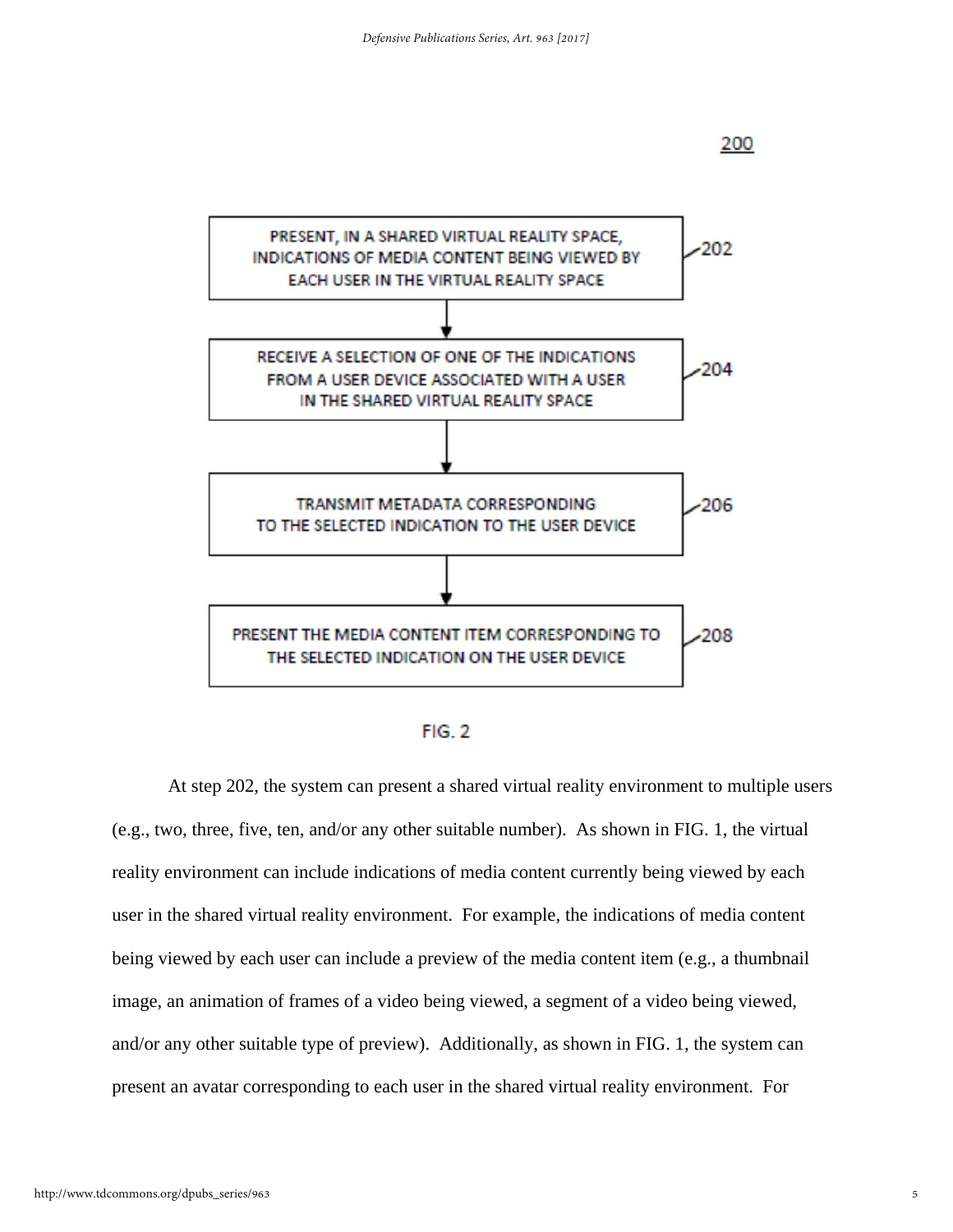200

PRESENT, IN A SHARED VIRTUAL REALITY SPACE, INDICATIONS OF MEDIA CONTENT BEING VIEWED BY EACH USER IN THE VIRTUAL REALITY SPACE — 202

RECEIVE A SELECTION OF ONE OF THE INDICATIONS FROM A USER DEVICE ASSOCIATED WITH A USER IN THE SHARED VIRTUAL REALITY SPACE — 204

TRANSMIT METADATA CORRESPONDING TO THE SELECTED INDICATION TO THE USER DEVICE — 206

PRESENT THE MEDIA CONTENT ITEM CORRESPONDING TO THE SELECTED INDICATION ON THE USER DEVICE — 208

FIG. 2

At step 202, the system can present a shared virtual reality environment to multiple users (e.g., two, three, five, ten, and/or any other suitable number). As shown in FIG. 1, the virtual reality environment can include indications of media content currently being viewed by each user in the shared virtual reality environment. For example, the indications of media content being viewed by each user can include a preview of the media content item (e.g., a thumbnail image, an animation of frames of a video being viewed, a segment of a video being viewed, and/or any other suitable type of preview). Additionally, as shown in FIG. 1, the system can present an avatar corresponding to each user in the shared virtual reality environment. For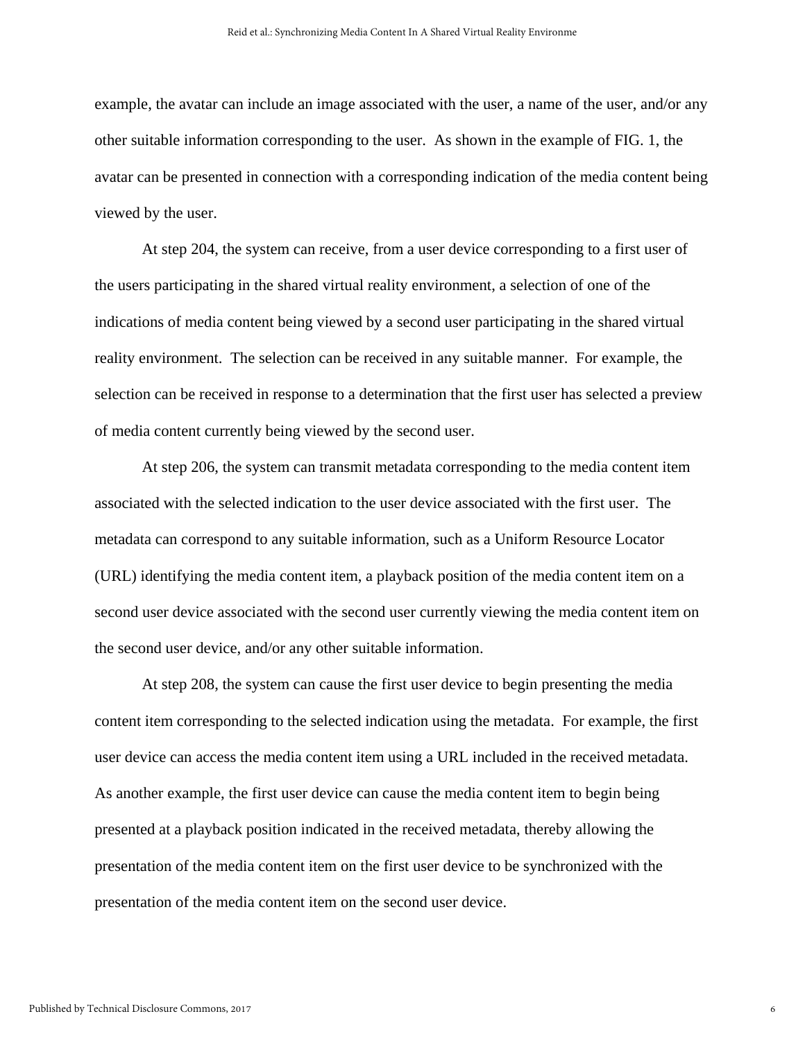example, the avatar can include an image associated with the user, a name of the user, and/or any other suitable information corresponding to the user. As shown in the example of FIG. 1, the avatar can be presented in connection with a corresponding indication of the media content being viewed by the user.

At step 204, the system can receive, from a user device corresponding to a first user of the users participating in the shared virtual reality environment, a selection of one of the indications of media content being viewed by a second user participating in the shared virtual reality environment. The selection can be received in any suitable manner. For example, the selection can be received in response to a determination that the first user has selected a preview of media content currently being viewed by the second user.

At step 206, the system can transmit metadata corresponding to the media content item associated with the selected indication to the user device associated with the first user. The metadata can correspond to any suitable information, such as a Uniform Resource Locator (URL) identifying the media content item, a playback position of the media content item on a second user device associated with the second user currently viewing the media content item on the second user device, and/or any other suitable information.

At step 208, the system can cause the first user device to begin presenting the media content item corresponding to the selected indication using the metadata. For example, the first user device can access the media content item using a URL included in the received metadata. As another example, the first user device can cause the media content item to begin being presented at a playback position indicated in the received metadata, thereby allowing the presentation of the media content item on the first user device to be synchronized with the presentation of the media content item on the second user device.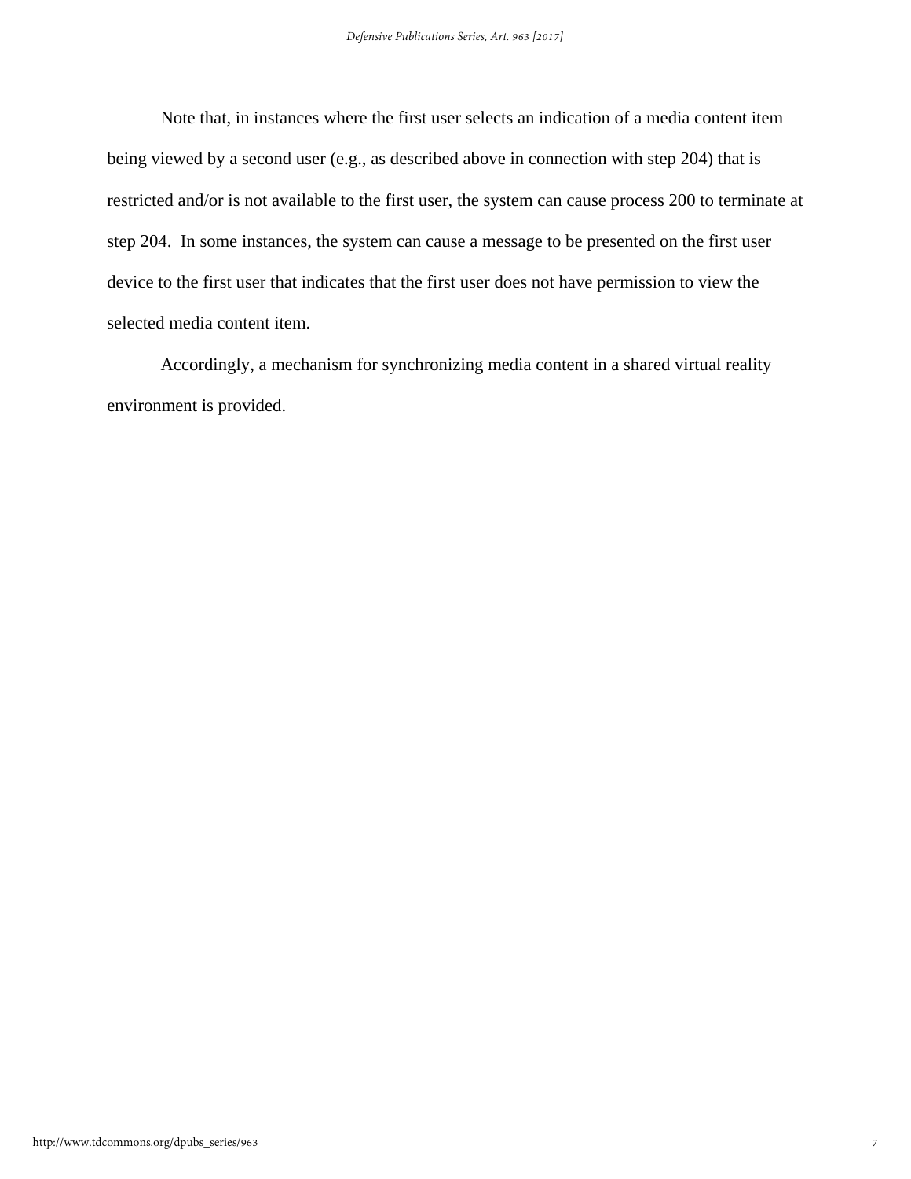Note that, in instances where the first user selects an indication of a media content item being viewed by a second user (e.g., as described above in connection with step 204) that is restricted and/or is not available to the first user, the system can cause process 200 to terminate at step 204. In some instances, the system can cause a message to be presented on the first user device to the first user that indicates that the first user does not have permission to view the selected media content item.

Accordingly, a mechanism for synchronizing media content in a shared virtual reality environment is provided.